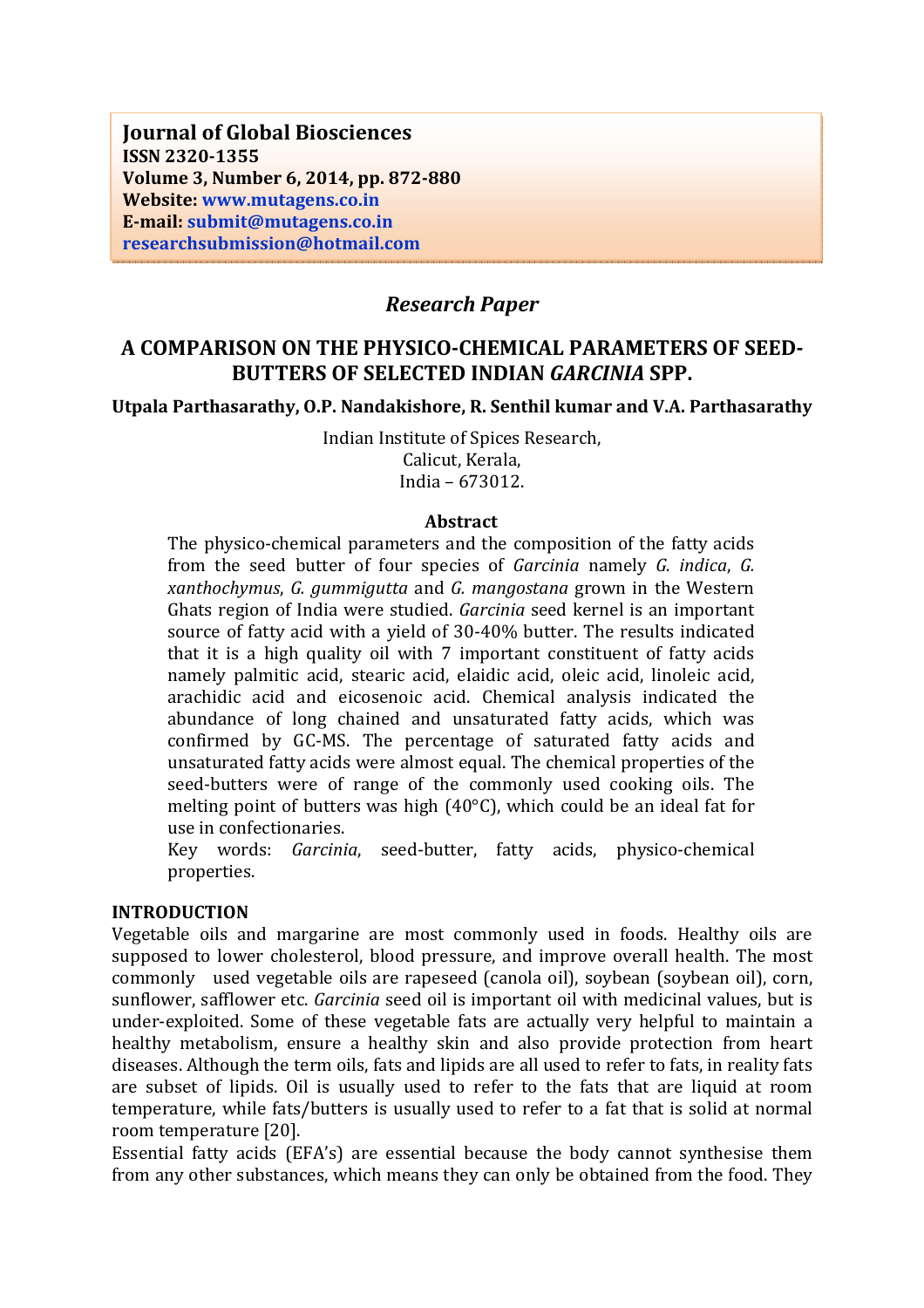**Journal of Global Biosciences**
**ISSN 2320-1355**
**Volume 3, Number 6, 2014, pp. 872-880**
**Website: www.mutagens.co.in**
**E-mail: submit@mutagens.co.in**
**researchsubmission@hotmail.com**

*Research Paper*

# A COMPARISON ON THE PHYSICO-CHEMICAL PARAMETERS OF SEED-BUTTERS OF SELECTED INDIAN *GARCINIA* SPP.

**Utpala Parthasarathy, O.P. Nandakishore, R. Senthil kumar and V.A. Parthasarathy**

Indian Institute of Spices Research,
Calicut, Kerala,
India – 673012.

## Abstract

The physico-chemical parameters and the composition of the fatty acids from the seed butter of four species of *Garcinia* namely *G. indica*, *G. xanthochymus*, *G. gummigutta* and *G. mangostana* grown in the Western Ghats region of India were studied. *Garcinia* seed kernel is an important source of fatty acid with a yield of 30-40% butter. The results indicated that it is a high quality oil with 7 important constituent of fatty acids namely palmitic acid, stearic acid, elaidic acid, oleic acid, linoleic acid, arachidic acid and eicosenoic acid. Chemical analysis indicated the abundance of long chained and unsaturated fatty acids, which was confirmed by GC-MS. The percentage of saturated fatty acids and unsaturated fatty acids were almost equal. The chemical properties of the seed-butters were of range of the commonly used cooking oils. The melting point of butters was high (40°C), which could be an ideal fat for use in confectionaries.

Key words: *Garcinia*, seed-butter, fatty acids, physico-chemical properties.

## INTRODUCTION

Vegetable oils and margarine are most commonly used in foods. Healthy oils are supposed to lower cholesterol, blood pressure, and improve overall health. The most commonly used vegetable oils are rapeseed (canola oil), soybean (soybean oil), corn, sunflower, safflower etc. *Garcinia* seed oil is important oil with medicinal values, but is under-exploited. Some of these vegetable fats are actually very helpful to maintain a healthy metabolism, ensure a healthy skin and also provide protection from heart diseases. Although the term oils, fats and lipids are all used to refer to fats, in reality fats are subset of lipids. Oil is usually used to refer to the fats that are liquid at room temperature, while fats/butters is usually used to refer to a fat that is solid at normal room temperature [20].

Essential fatty acids (EFA's) are essential because the body cannot synthesise them from any other substances, which means they can only be obtained from the food. They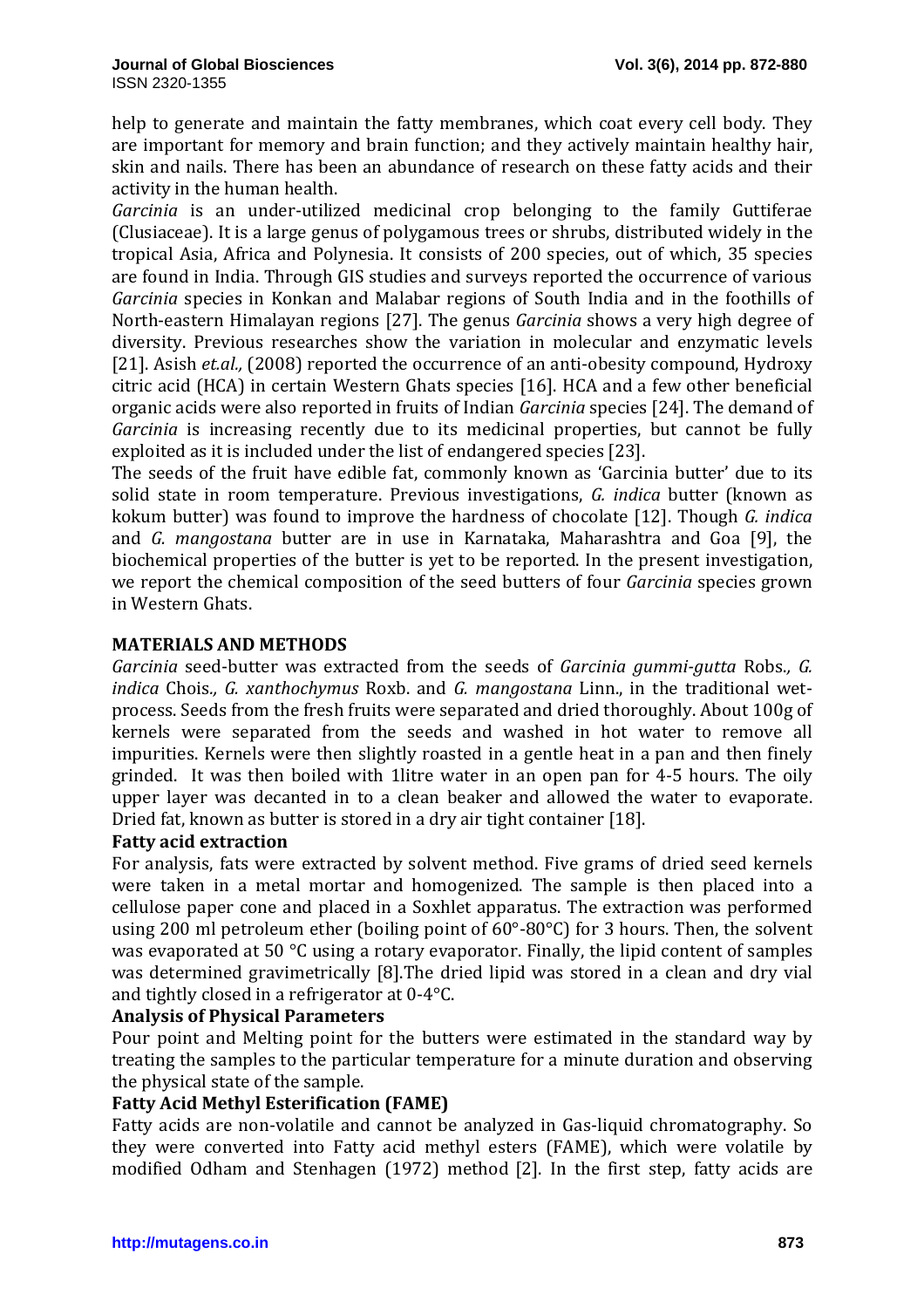help to generate and maintain the fatty membranes, which coat every cell body. They are important for memory and brain function; and they actively maintain healthy hair, skin and nails. There has been an abundance of research on these fatty acids and their activity in the human health.

*Garcinia* is an under-utilized medicinal crop belonging to the family Guttiferae (Clusiaceae). It is a large genus of polygamous trees or shrubs, distributed widely in the tropical Asia, Africa and Polynesia. It consists of 200 species, out of which, 35 species are found in India. Through GIS studies and surveys reported the occurrence of various *Garcinia* species in Konkan and Malabar regions of South India and in the foothills of North-eastern Himalayan regions [27]. The genus *Garcinia* shows a very high degree of diversity. Previous researches show the variation in molecular and enzymatic levels [21]. Asish *et.al.,* (2008) reported the occurrence of an anti-obesity compound, Hydroxy citric acid (HCA) in certain Western Ghats species [16]. HCA and a few other beneficial organic acids were also reported in fruits of Indian *Garcinia* species [24]. The demand of *Garcinia* is increasing recently due to its medicinal properties, but cannot be fully exploited as it is included under the list of endangered species [23].

The seeds of the fruit have edible fat, commonly known as 'Garcinia butter' due to its solid state in room temperature. Previous investigations, *G. indica* butter (known as kokum butter) was found to improve the hardness of chocolate [12]. Though *G. indica* and *G. mangostana* butter are in use in Karnataka, Maharashtra and Goa [9], the biochemical properties of the butter is yet to be reported. In the present investigation, we report the chemical composition of the seed butters of four *Garcinia* species grown in Western Ghats.

## MATERIALS AND METHODS

*Garcinia* seed-butter was extracted from the seeds of *Garcinia gummi-gutta* Robs*., G. indica* Chois*., G. xanthochymus* Roxb. and *G. mangostana* Linn., in the traditional wet-process. Seeds from the fresh fruits were separated and dried thoroughly. About 100g of kernels were separated from the seeds and washed in hot water to remove all impurities. Kernels were then slightly roasted in a gentle heat in a pan and then finely grinded. It was then boiled with 1litre water in an open pan for 4-5 hours. The oily upper layer was decanted in to a clean beaker and allowed the water to evaporate. Dried fat, known as butter is stored in a dry air tight container [18].

### Fatty acid extraction

For analysis, fats were extracted by solvent method. Five grams of dried seed kernels were taken in a metal mortar and homogenized. The sample is then placed into a cellulose paper cone and placed in a Soxhlet apparatus. The extraction was performed using 200 ml petroleum ether (boiling point of 60°-80°C) for 3 hours. Then, the solvent was evaporated at 50 °C using a rotary evaporator. Finally, the lipid content of samples was determined gravimetrically [8].The dried lipid was stored in a clean and dry vial and tightly closed in a refrigerator at 0-4°C.

### Analysis of Physical Parameters

Pour point and Melting point for the butters were estimated in the standard way by treating the samples to the particular temperature for a minute duration and observing the physical state of the sample.

### Fatty Acid Methyl Esterification (FAME)

Fatty acids are non-volatile and cannot be analyzed in Gas-liquid chromatography. So they were converted into Fatty acid methyl esters (FAME), which were volatile by modified Odham and Stenhagen (1972) method [2]. In the first step, fatty acids are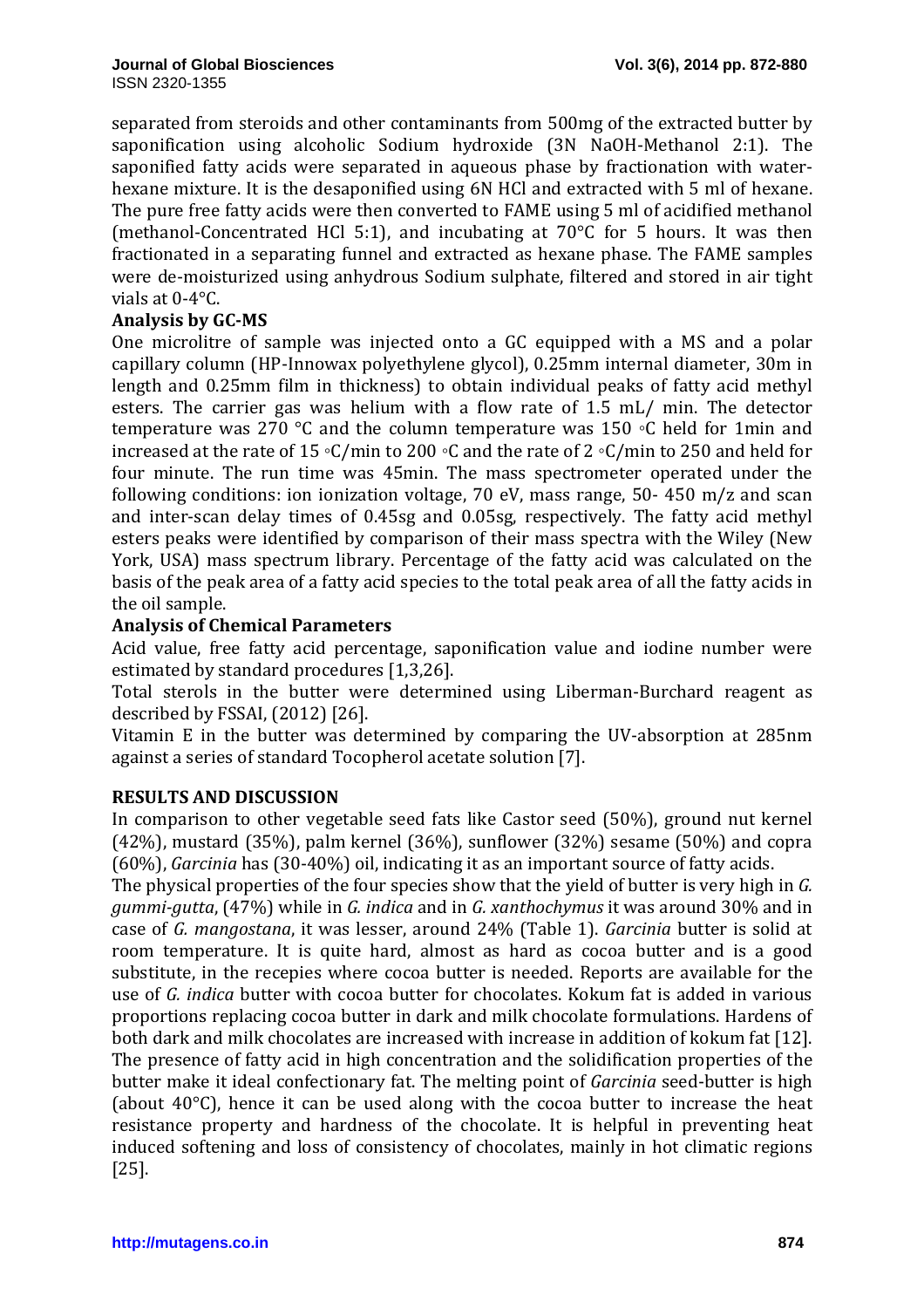separated from steroids and other contaminants from 500mg of the extracted butter by saponification using alcoholic Sodium hydroxide (3N NaOH-Methanol 2:1). The saponified fatty acids were separated in aqueous phase by fractionation with water-hexane mixture. It is the desaponified using 6N HCl and extracted with 5 ml of hexane. The pure free fatty acids were then converted to FAME using 5 ml of acidified methanol (methanol-Concentrated HCl 5:1), and incubating at 70°C for 5 hours. It was then fractionated in a separating funnel and extracted as hexane phase. The FAME samples were de-moisturized using anhydrous Sodium sulphate, filtered and stored in air tight vials at 0-4°C.

**Analysis by GC-MS**

One microlitre of sample was injected onto a GC equipped with a MS and a polar capillary column (HP-Innowax polyethylene glycol), 0.25mm internal diameter, 30m in length and 0.25mm film in thickness) to obtain individual peaks of fatty acid methyl esters. The carrier gas was helium with a flow rate of 1.5 mL/ min. The detector temperature was 270 °C and the column temperature was 150 ◦C held for 1min and increased at the rate of 15 ◦C/min to 200 ◦C and the rate of 2 ◦C/min to 250 and held for four minute. The run time was 45min. The mass spectrometer operated under the following conditions: ion ionization voltage, 70 eV, mass range, 50- 450 m/z and scan and inter-scan delay times of 0.45sg and 0.05sg, respectively. The fatty acid methyl esters peaks were identified by comparison of their mass spectra with the Wiley (New York, USA) mass spectrum library. Percentage of the fatty acid was calculated on the basis of the peak area of a fatty acid species to the total peak area of all the fatty acids in the oil sample.

**Analysis of Chemical Parameters**

Acid value, free fatty acid percentage, saponification value and iodine number were estimated by standard procedures [1,3,26].

Total sterols in the butter were determined using Liberman-Burchard reagent as described by FSSAI, (2012) [26].

Vitamin E in the butter was determined by comparing the UV-absorption at 285nm against a series of standard Tocopherol acetate solution [7].

**RESULTS AND DISCUSSION**

In comparison to other vegetable seed fats like Castor seed (50%), ground nut kernel (42%), mustard (35%), palm kernel (36%), sunflower (32%) sesame (50%) and copra (60%), *Garcinia* has (30-40%) oil, indicating it as an important source of fatty acids.

The physical properties of the four species show that the yield of butter is very high in *G. gummi-gutta*, (47%) while in *G. indica* and in *G. xanthochymus* it was around 30% and in case of *G. mangostana*, it was lesser, around 24% (Table 1). *Garcinia* butter is solid at room temperature. It is quite hard, almost as hard as cocoa butter and is a good substitute, in the recepies where cocoa butter is needed. Reports are available for the use of *G. indica* butter with cocoa butter for chocolates. Kokum fat is added in various proportions replacing cocoa butter in dark and milk chocolate formulations. Hardens of both dark and milk chocolates are increased with increase in addition of kokum fat [12]. The presence of fatty acid in high concentration and the solidification properties of the butter make it ideal confectionary fat. The melting point of *Garcinia* seed-butter is high (about 40°C), hence it can be used along with the cocoa butter to increase the heat resistance property and hardness of the chocolate. It is helpful in preventing heat induced softening and loss of consistency of chocolates, mainly in hot climatic regions [25].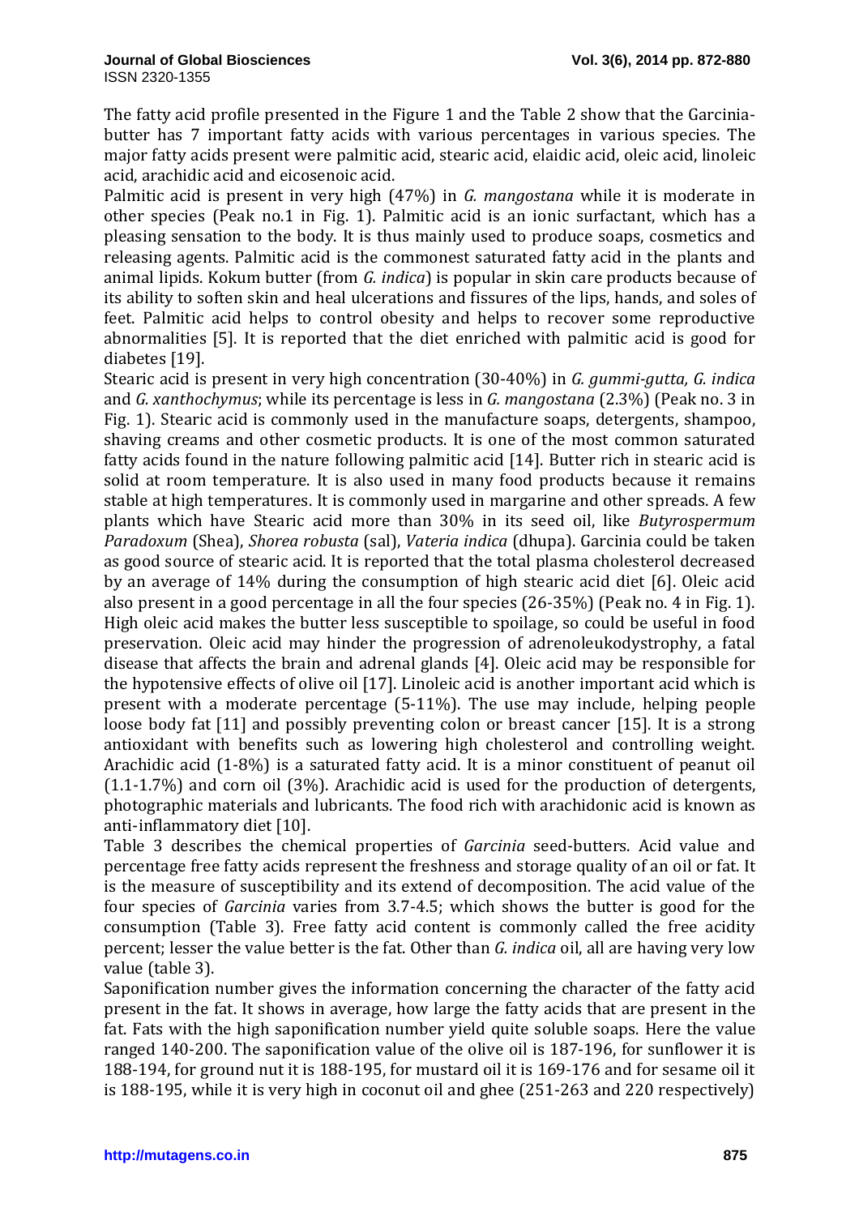The fatty acid profile presented in the Figure 1 and the Table 2 show that the Garcinia-butter has 7 important fatty acids with various percentages in various species. The major fatty acids present were palmitic acid, stearic acid, elaidic acid, oleic acid, linoleic acid, arachidic acid and eicosenoic acid.

Palmitic acid is present in very high (47%) in *G. mangostana* while it is moderate in other species (Peak no.1 in Fig. 1). Palmitic acid is an ionic surfactant, which has a pleasing sensation to the body. It is thus mainly used to produce soaps, cosmetics and releasing agents. Palmitic acid is the commonest saturated fatty acid in the plants and animal lipids. Kokum butter (from *G. indica*) is popular in skin care products because of its ability to soften skin and heal ulcerations and fissures of the lips, hands, and soles of feet. Palmitic acid helps to control obesity and helps to recover some reproductive abnormalities [5]. It is reported that the diet enriched with palmitic acid is good for diabetes [19].

Stearic acid is present in very high concentration (30-40%) in *G. gummi-gutta, G. indica* and *G. xanthochymus*; while its percentage is less in *G. mangostana* (2.3%) (Peak no. 3 in Fig. 1). Stearic acid is commonly used in the manufacture soaps, detergents, shampoo, shaving creams and other cosmetic products. It is one of the most common saturated fatty acids found in the nature following palmitic acid [14]. Butter rich in stearic acid is solid at room temperature. It is also used in many food products because it remains stable at high temperatures. It is commonly used in margarine and other spreads. A few plants which have Stearic acid more than 30% in its seed oil, like *Butyrospermum Paradoxum* (Shea), *Shorea robusta* (sal), *Vateria indica* (dhupa). Garcinia could be taken as good source of stearic acid. It is reported that the total plasma cholesterol decreased by an average of 14% during the consumption of high stearic acid diet [6]. Oleic acid also present in a good percentage in all the four species (26-35%) (Peak no. 4 in Fig. 1). High oleic acid makes the butter less susceptible to spoilage, so could be useful in food preservation. Oleic acid may hinder the progression of adrenoleukodystrophy, a fatal disease that affects the brain and adrenal glands [4]. Oleic acid may be responsible for the hypotensive effects of olive oil [17]. Linoleic acid is another important acid which is present with a moderate percentage (5-11%). The use may include, helping people loose body fat [11] and possibly preventing colon or breast cancer [15]. It is a strong antioxidant with benefits such as lowering high cholesterol and controlling weight. Arachidic acid (1-8%) is a saturated fatty acid. It is a minor constituent of peanut oil (1.1-1.7%) and corn oil (3%). Arachidic acid is used for the production of detergents, photographic materials and lubricants. The food rich with arachidonic acid is known as anti-inflammatory diet [10].

Table 3 describes the chemical properties of *Garcinia* seed-butters. Acid value and percentage free fatty acids represent the freshness and storage quality of an oil or fat. It is the measure of susceptibility and its extend of decomposition. The acid value of the four species of *Garcinia* varies from 3.7-4.5; which shows the butter is good for the consumption (Table 3). Free fatty acid content is commonly called the free acidity percent; lesser the value better is the fat. Other than *G. indica* oil, all are having very low value (table 3).

Saponification number gives the information concerning the character of the fatty acid present in the fat. It shows in average, how large the fatty acids that are present in the fat. Fats with the high saponification number yield quite soluble soaps. Here the value ranged 140-200. The saponification value of the olive oil is 187-196, for sunflower it is 188-194, for ground nut it is 188-195, for mustard oil it is 169-176 and for sesame oil it is 188-195, while it is very high in coconut oil and ghee (251-263 and 220 respectively)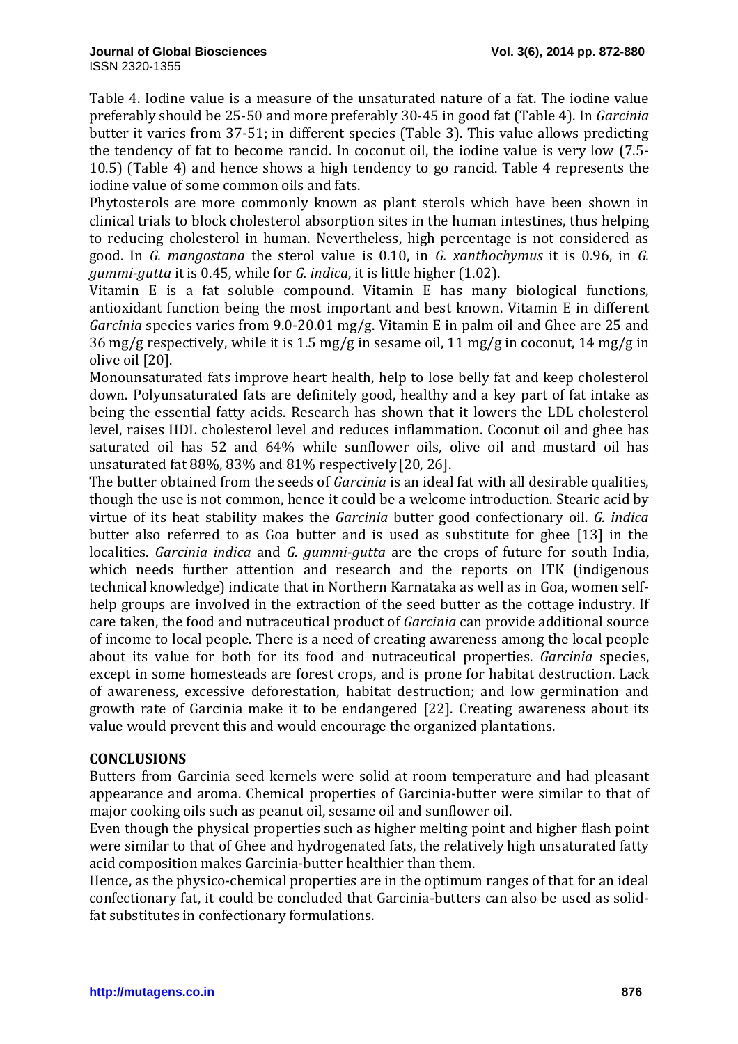Table 4. Iodine value is a measure of the unsaturated nature of a fat. The iodine value preferably should be 25-50 and more preferably 30-45 in good fat (Table 4). In *Garcinia* butter it varies from 37-51; in different species (Table 3). This value allows predicting the tendency of fat to become rancid. In coconut oil, the iodine value is very low (7.5-10.5) (Table 4) and hence shows a high tendency to go rancid. Table 4 represents the iodine value of some common oils and fats.

Phytosterols are more commonly known as plant sterols which have been shown in clinical trials to block cholesterol absorption sites in the human intestines, thus helping to reducing cholesterol in human. Nevertheless, high percentage is not considered as good. In *G. mangostana* the sterol value is 0.10, in *G. xanthochymus* it is 0.96, in *G. gummi-gutta* it is 0.45, while for *G. indica*, it is little higher (1.02).

Vitamin E is a fat soluble compound. Vitamin E has many biological functions, antioxidant function being the most important and best known. Vitamin E in different *Garcinia* species varies from 9.0-20.01 mg/g. Vitamin E in palm oil and Ghee are 25 and 36 mg/g respectively, while it is 1.5 mg/g in sesame oil, 11 mg/g in coconut, 14 mg/g in olive oil [20].

Monounsaturated fats improve heart health, help to lose belly fat and keep cholesterol down. Polyunsaturated fats are definitely good, healthy and a key part of fat intake as being the essential fatty acids. Research has shown that it lowers the LDL cholesterol level, raises HDL cholesterol level and reduces inflammation. Coconut oil and ghee has saturated oil has 52 and 64% while sunflower oils, olive oil and mustard oil has unsaturated fat 88%, 83% and 81% respectively [20, 26].

The butter obtained from the seeds of *Garcinia* is an ideal fat with all desirable qualities, though the use is not common, hence it could be a welcome introduction. Stearic acid by virtue of its heat stability makes the *Garcinia* butter good confectionary oil. *G. indica* butter also referred to as Goa butter and is used as substitute for ghee [13] in the localities. *Garcinia indica* and *G. gummi-gutta* are the crops of future for south India, which needs further attention and research and the reports on ITK (indigenous technical knowledge) indicate that in Northern Karnataka as well as in Goa, women self-help groups are involved in the extraction of the seed butter as the cottage industry. If care taken, the food and nutraceutical product of *Garcinia* can provide additional source of income to local people. There is a need of creating awareness among the local people about its value for both for its food and nutraceutical properties. *Garcinia* species, except in some homesteads are forest crops, and is prone for habitat destruction. Lack of awareness, excessive deforestation, habitat destruction; and low germination and growth rate of Garcinia make it to be endangered [22]. Creating awareness about its value would prevent this and would encourage the organized plantations.

## CONCLUSIONS

Butters from Garcinia seed kernels were solid at room temperature and had pleasant appearance and aroma. Chemical properties of Garcinia-butter were similar to that of major cooking oils such as peanut oil, sesame oil and sunflower oil.

Even though the physical properties such as higher melting point and higher flash point were similar to that of Ghee and hydrogenated fats, the relatively high unsaturated fatty acid composition makes Garcinia-butter healthier than them.

Hence, as the physico-chemical properties are in the optimum ranges of that for an ideal confectionary fat, it could be concluded that Garcinia-butters can also be used as solid-fat substitutes in confectionary formulations.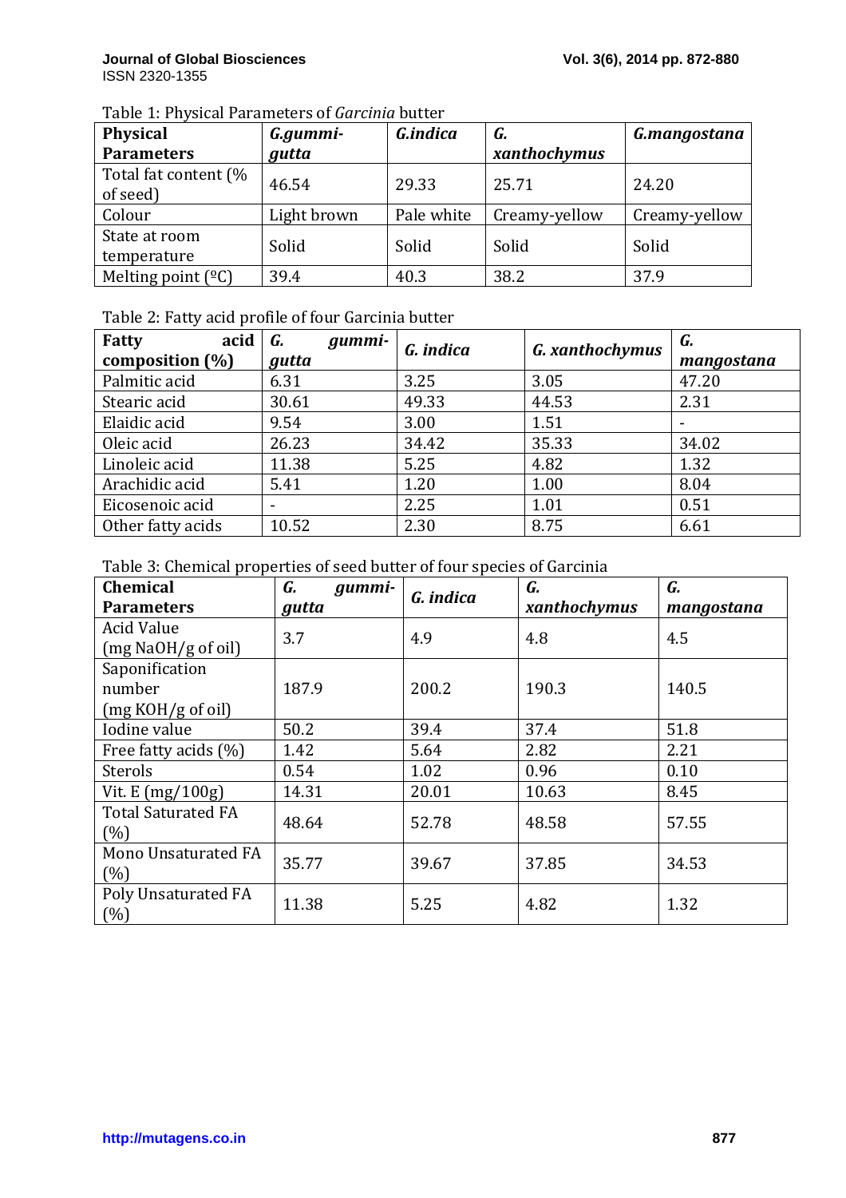Table 1: Physical Parameters of *Garcinia* butter

| Physical Parameters | *G.gummi-gutta* | *G.indica* | *G. xanthochymus* | *G.mangostana* |
|---|---|---|---|---|
| Total fat content (% of seed) | 46.54 | 29.33 | 25.71 | 24.20 |
| Colour | Light brown | Pale white | Creamy-yellow | Creamy-yellow |
| State at room temperature | Solid | Solid | Solid | Solid |
| Melting point (ºC) | 39.4 | 40.3 | 38.2 | 37.9 |

Table 2: Fatty acid profile of four Garcinia butter

| Fatty acid composition (%) | *G. gummi-gutta* | *G. indica* | *G. xanthochymus* | *G. mangostana* |
|---|---|---|---|---|
| Palmitic acid | 6.31 | 3.25 | 3.05 | 47.20 |
| Stearic acid | 30.61 | 49.33 | 44.53 | 2.31 |
| Elaidic acid | 9.54 | 3.00 | 1.51 | - |
| Oleic acid | 26.23 | 34.42 | 35.33 | 34.02 |
| Linoleic acid | 11.38 | 5.25 | 4.82 | 1.32 |
| Arachidic acid | 5.41 | 1.20 | 1.00 | 8.04 |
| Eicosenoic acid | - | 2.25 | 1.01 | 0.51 |
| Other fatty acids | 10.52 | 2.30 | 8.75 | 6.61 |

Table 3: Chemical properties of seed butter of four species of Garcinia

| Chemical Parameters | *G. gummi-gutta* | *G. indica* | *G. xanthochymus* | *G. mangostana* |
|---|---|---|---|---|
| Acid Value (mg NaOH/g of oil) | 3.7 | 4.9 | 4.8 | 4.5 |
| Saponification number (mg KOH/g of oil) | 187.9 | 200.2 | 190.3 | 140.5 |
| Iodine value | 50.2 | 39.4 | 37.4 | 51.8 |
| Free fatty acids (%) | 1.42 | 5.64 | 2.82 | 2.21 |
| Sterols | 0.54 | 1.02 | 0.96 | 0.10 |
| Vit. E (mg/100g) | 14.31 | 20.01 | 10.63 | 8.45 |
| Total Saturated FA (%) | 48.64 | 52.78 | 48.58 | 57.55 |
| Mono Unsaturated FA (%) | 35.77 | 39.67 | 37.85 | 34.53 |
| Poly Unsaturated FA (%) | 11.38 | 5.25 | 4.82 | 1.32 |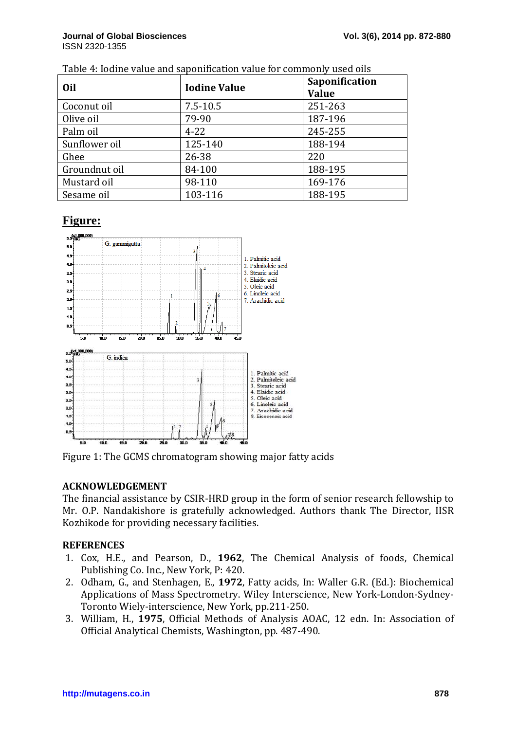Table 4: Iodine value and saponification value for commonly used oils

| Oil | Iodine Value | Saponification Value |
|---|---|---|
| Coconut oil | 7.5-10.5 | 251-263 |
| Olive oil | 79-90 | 187-196 |
| Palm oil | 4-22 | 245-255 |
| Sunflower oil | 125-140 | 188-194 |
| Ghee | 26-38 | 220 |
| Groundnut oil | 84-100 | 188-195 |
| Mustard oil | 98-110 | 169-176 |
| Sesame oil | 103-116 | 188-195 |

## Figure:

Figure 1: The GCMS chromatogram showing major fatty acids

## ACKNOWLEDGEMENT

The financial assistance by CSIR-HRD group in the form of senior research fellowship to Mr. O.P. Nandakishore is gratefully acknowledged. Authors thank The Director, IISR Kozhikode for providing necessary facilities.

## REFERENCES

1. Cox, H.E., and Pearson, D., **1962**, The Chemical Analysis of foods, Chemical Publishing Co. Inc., New York, P: 420.
2. Odham, G., and Stenhagen, E., **1972**, Fatty acids, In: Waller G.R. (Ed.): Biochemical Applications of Mass Spectrometry. Wiley Interscience, New York-London-Sydney-Toronto Wiely-interscience, New York, pp.211-250.
3. William, H., **1975**, Official Methods of Analysis AOAC, 12 edn. In: Association of Official Analytical Chemists, Washington, pp. 487-490.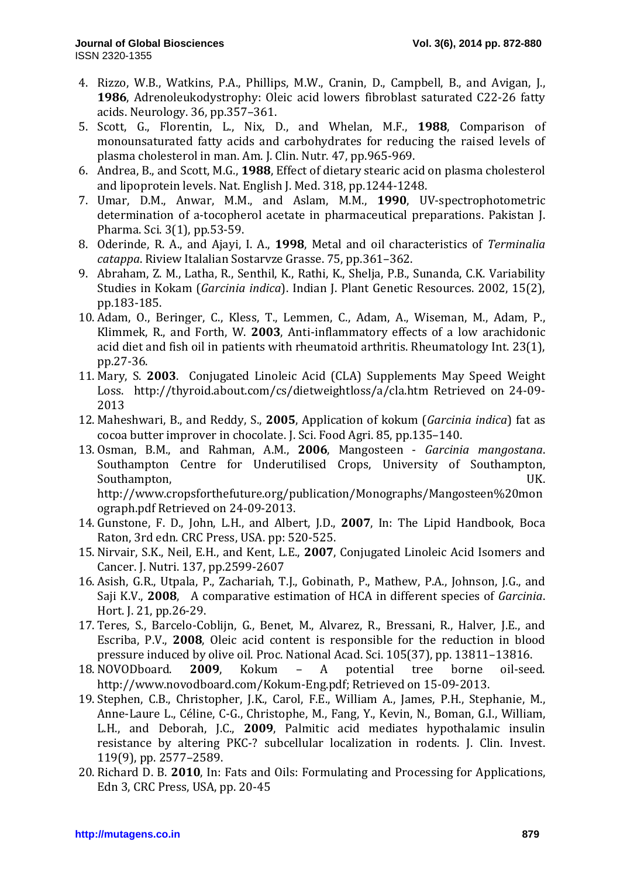4. Rizzo, W.B., Watkins, P.A., Phillips, M.W., Cranin, D., Campbell, B., and Avigan, J., **1986**, Adrenoleukodystrophy: Oleic acid lowers fibroblast saturated C22-26 fatty acids. Neurology. 36, pp.357–361.
5. Scott, G., Florentin, L., Nix, D., and Whelan, M.F., **1988**, Comparison of monounsaturated fatty acids and carbohydrates for reducing the raised levels of plasma cholesterol in man. Am. J. Clin. Nutr. 47, pp.965-969.
6. Andrea, B., and Scott, M.G., **1988**, Effect of dietary stearic acid on plasma cholesterol and lipoprotein levels. Nat. English J. Med. 318, pp.1244-1248.
7. Umar, D.M., Anwar, M.M., and Aslam, M.M., **1990**, UV-spectrophotometric determination of a-tocopherol acetate in pharmaceutical preparations. Pakistan J. Pharma. Sci. 3(1), pp.53-59.
8. Oderinde, R. A., and Ajayi, I. A., **1998**, Metal and oil characteristics of *Terminalia catappa*. Riview Italalian Sostarvze Grasse. 75, pp.361–362.
9. Abraham, Z. M., Latha, R., Senthil, K., Rathi, K., Shelja, P.B., Sunanda, C.K. Variability Studies in Kokam (*Garcinia indica*). Indian J. Plant Genetic Resources. 2002, 15(2), pp.183-185.
10. Adam, O., Beringer, C., Kless, T., Lemmen, C., Adam, A., Wiseman, M., Adam, P., Klimmek, R., and Forth, W. **2003**, Anti-inflammatory effects of a low arachidonic acid diet and fish oil in patients with rheumatoid arthritis. Rheumatology Int. 23(1), pp.27-36.
11. Mary, S. **2003**. Conjugated Linoleic Acid (CLA) Supplements May Speed Weight Loss. http://thyroid.about.com/cs/dietweightloss/a/cla.htm Retrieved on 24-09-2013
12. Maheshwari, B., and Reddy, S., **2005**, Application of kokum (*Garcinia indica*) fat as cocoa butter improver in chocolate. J. Sci. Food Agri. 85, pp.135–140.
13. Osman, B.M., and Rahman, A.M., **2006**, Mangosteen - *Garcinia mangostana*. Southampton Centre for Underutilised Crops, University of Southampton, Southampton, UK. http://www.cropsforthefuture.org/publication/Monographs/Mangosteen%20monograph.pdf Retrieved on 24-09-2013.
14. Gunstone, F. D., John, L.H., and Albert, J.D., **2007**, In: The Lipid Handbook, Boca Raton, 3rd edn. CRC Press, USA. pp: 520-525.
15. Nirvair, S.K., Neil, E.H., and Kent, L.E., **2007**, Conjugated Linoleic Acid Isomers and Cancer. J. Nutri. 137, pp.2599-2607
16. Asish, G.R., Utpala, P., Zachariah, T.J., Gobinath, P., Mathew, P.A., Johnson, J.G., and Saji K.V., **2008**, A comparative estimation of HCA in different species of *Garcinia*. Hort. J. 21, pp.26-29.
17. Teres, S., Barcelo-Coblijn, G., Benet, M., Alvarez, R., Bressani, R., Halver, J.E., and Escriba, P.V., **2008**, Oleic acid content is responsible for the reduction in blood pressure induced by olive oil. Proc. National Acad. Sci. 105(37), pp. 13811–13816.
18. NOVODboard. **2009**, Kokum – A potential tree borne oil-seed. http://www.novodboard.com/Kokum-Eng.pdf; Retrieved on 15-09-2013.
19. Stephen, C.B., Christopher, J.K., Carol, F.E., William A., James, P.H., Stephanie, M., Anne-Laure L., Céline, C-G., Christophe, M., Fang, Y., Kevin, N., Boman, G.I., William, L.H., and Deborah, J.C., **2009**, Palmitic acid mediates hypothalamic insulin resistance by altering PKC-? subcellular localization in rodents. J. Clin. Invest. 119(9), pp. 2577–2589.
20. Richard D. B. **2010**, In: Fats and Oils: Formulating and Processing for Applications, Edn 3, CRC Press, USA, pp. 20-45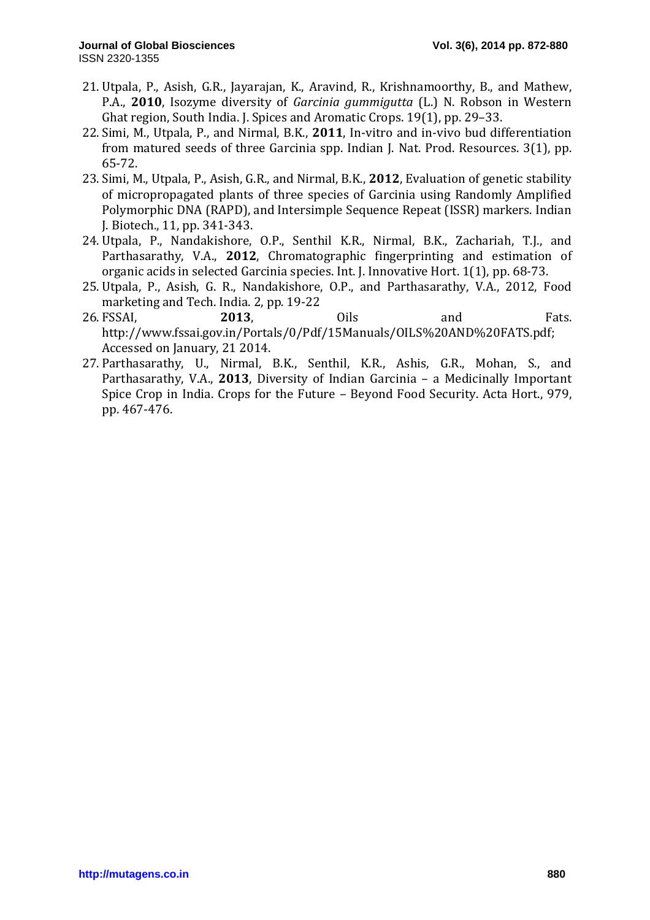21. Utpala, P., Asish, G.R., Jayarajan, K., Aravind, R., Krishnamoorthy, B., and Mathew, P.A., **2010**, Isozyme diversity of *Garcinia gummigutta* (L.) N. Robson in Western Ghat region, South India. J. Spices and Aromatic Crops. 19(1), pp. 29–33.
22. Simi, M., Utpala, P., and Nirmal, B.K., **2011**, In-vitro and in-vivo bud differentiation from matured seeds of three Garcinia spp. Indian J. Nat. Prod. Resources. 3(1), pp. 65-72.
23. Simi, M., Utpala, P., Asish, G.R., and Nirmal, B.K., **2012**, Evaluation of genetic stability of micropropagated plants of three species of Garcinia using Randomly Amplified Polymorphic DNA (RAPD), and Intersimple Sequence Repeat (ISSR) markers. Indian J. Biotech., 11, pp. 341-343.
24. Utpala, P., Nandakishore, O.P., Senthil K.R., Nirmal, B.K., Zachariah, T.J., and Parthasarathy, V.A., **2012**, Chromatographic fingerprinting and estimation of organic acids in selected Garcinia species. Int. J. Innovative Hort. 1(1), pp. 68-73.
25. Utpala, P., Asish, G. R., Nandakishore, O.P., and Parthasarathy, V.A., 2012, Food marketing and Tech. India. 2, pp. 19-22
26. FSSAI, **2013**, Oils and Fats. http://www.fssai.gov.in/Portals/0/Pdf/15Manuals/OILS%20AND%20FATS.pdf; Accessed on January, 21 2014.
27. Parthasarathy, U., Nirmal, B.K., Senthil, K.R., Ashis, G.R., Mohan, S., and Parthasarathy, V.A., **2013**, Diversity of Indian Garcinia – a Medicinally Important Spice Crop in India. Crops for the Future – Beyond Food Security. Acta Hort., 979, pp. 467-476.